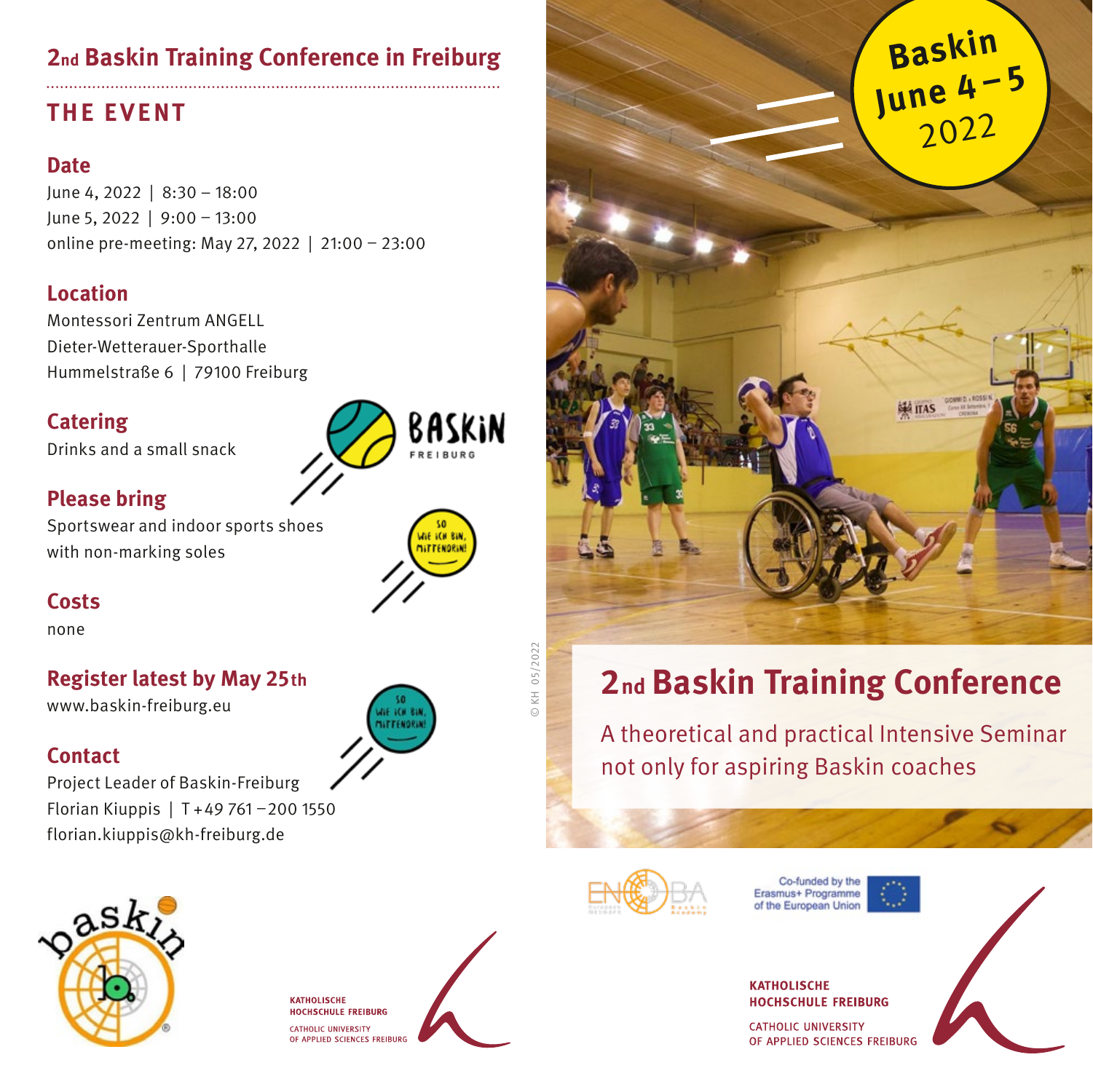## 2nd Baskin Training Conference in Freiburg

### THE EVENT

**Date**
June 4, 2022 | 8:30 – 18:00
June 5, 2022 | 9:00 – 13:00
online pre-meeting: May 27, 2022 | 21:00 – 23:00

**Location**
Montessori Zentrum ANGELL
Dieter-Wetterauer-Sporthalle
Hummelstraße 6 | 79100 Freiburg

**Catering**
Drinks and a small snack

**Please bring**
Sportswear and indoor sports shoes with non-marking soles

**Costs**
none

**Register latest by May 25th**
www.baskin-freiburg.eu

**Contact**
Project Leader of Baskin-Freiburg
Florian Kiuppis | T +49 761 – 200 1550
florian.kiuppis@kh-freiburg.de

BASKIN FREIBURG

SO WIE ICH BIN, MITTENDRIN!

KATHOLISCHE HOCHSCHULE FREIBURG
CATHOLIC UNIVERSITY OF APPLIED SCIENCES FREIBURG

© KH 05/2022

Baskin
June 4 – 5
2022

# 2nd Baskin Training Conference

A theoretical and practical Intensive Seminar not only for aspiring Baskin coaches

Co-funded by the Erasmus+ Programme of the European Union

KATHOLISCHE HOCHSCHULE FREIBURG
CATHOLIC UNIVERSITY OF APPLIED SCIENCES FREIBURG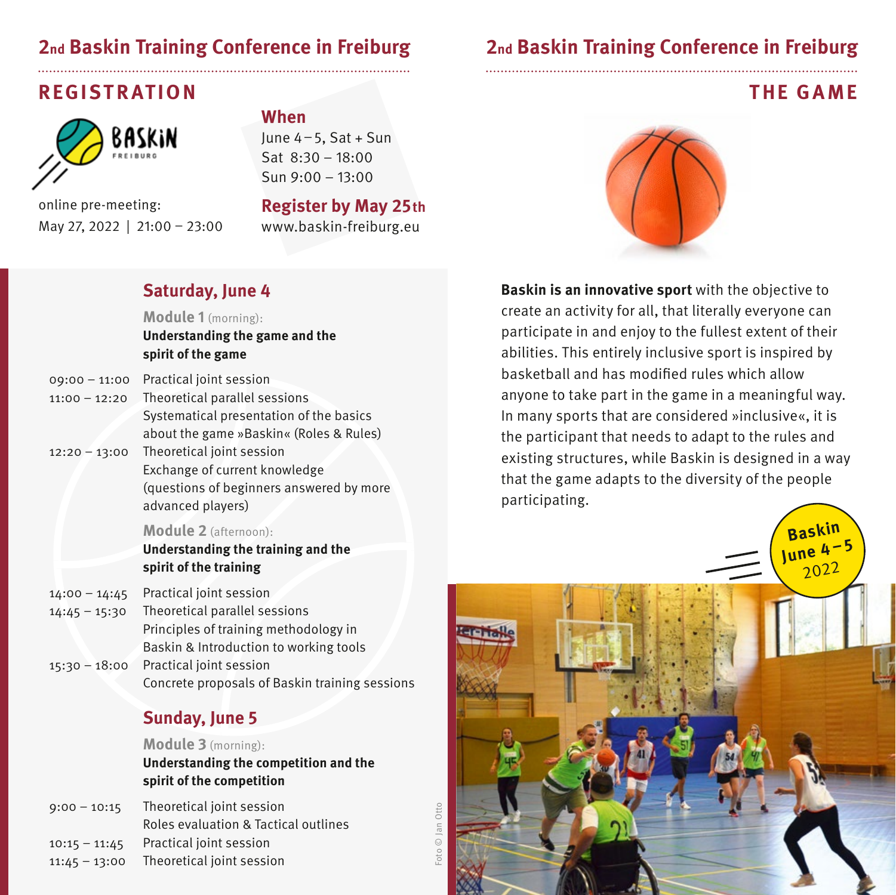## 2nd Baskin Training Conference in Freiburg

### REGISTRATION

BASKIN FREIBURG

online pre-meeting:
May 27, 2022 | 21:00 – 23:00

**When**
June 4 – 5, Sat + Sun
Sat 8:30 – 18:00
Sun 9:00 – 13:00

**Register by May 25th**
www.baskin-freiburg.eu

### Saturday, June 4

**Module 1** (morning):
**Understanding the game and the spirit of the game**

| | |
|---|---|
| 09:00 – 11:00 | Practical joint session |
| 11:00 – 12:20 | Theoretical parallel sessions<br>Systematical presentation of the basics about the game »Baskin« (Roles & Rules) |
| 12:20 – 13:00 | Theoretical joint session<br>Exchange of current knowledge (questions of beginners answered by more advanced players) |

**Module 2** (afternoon):
**Understanding the training and the spirit of the training**

| | |
|---|---|
| 14:00 – 14:45 | Practical joint session |
| 14:45 – 15:30 | Theoretical parallel sessions<br>Principles of training methodology in Baskin & Introduction to working tools |
| 15:30 – 18:00 | Practical joint session<br>Concrete proposals of Baskin training sessions |

### Sunday, June 5

**Module 3** (morning):
**Understanding the competition and the spirit of the competition**

| | |
|---|---|
| 9:00 – 10:15 | Theoretical joint session<br>Roles evaluation & Tactical outlines |
| 10:15 – 11:45 | Practical joint session |
| 11:45 – 13:00 | Theoretical joint session |

## 2nd Baskin Training Conference in Freiburg

### THE GAME

**Baskin is an innovative sport** with the objective to create an activity for all, that literally everyone can participate in and enjoy to the fullest extent of their abilities. This entirely inclusive sport is inspired by basketball and has modified rules which allow anyone to take part in the game in a meaningful way. In many sports that are considered »inclusive«, it is the participant that needs to adapt to the rules and existing structures, while Baskin is designed in a way that the game adapts to the diversity of the people participating.

Baskin
June 4 – 5
2022

Foto © Jan Otto